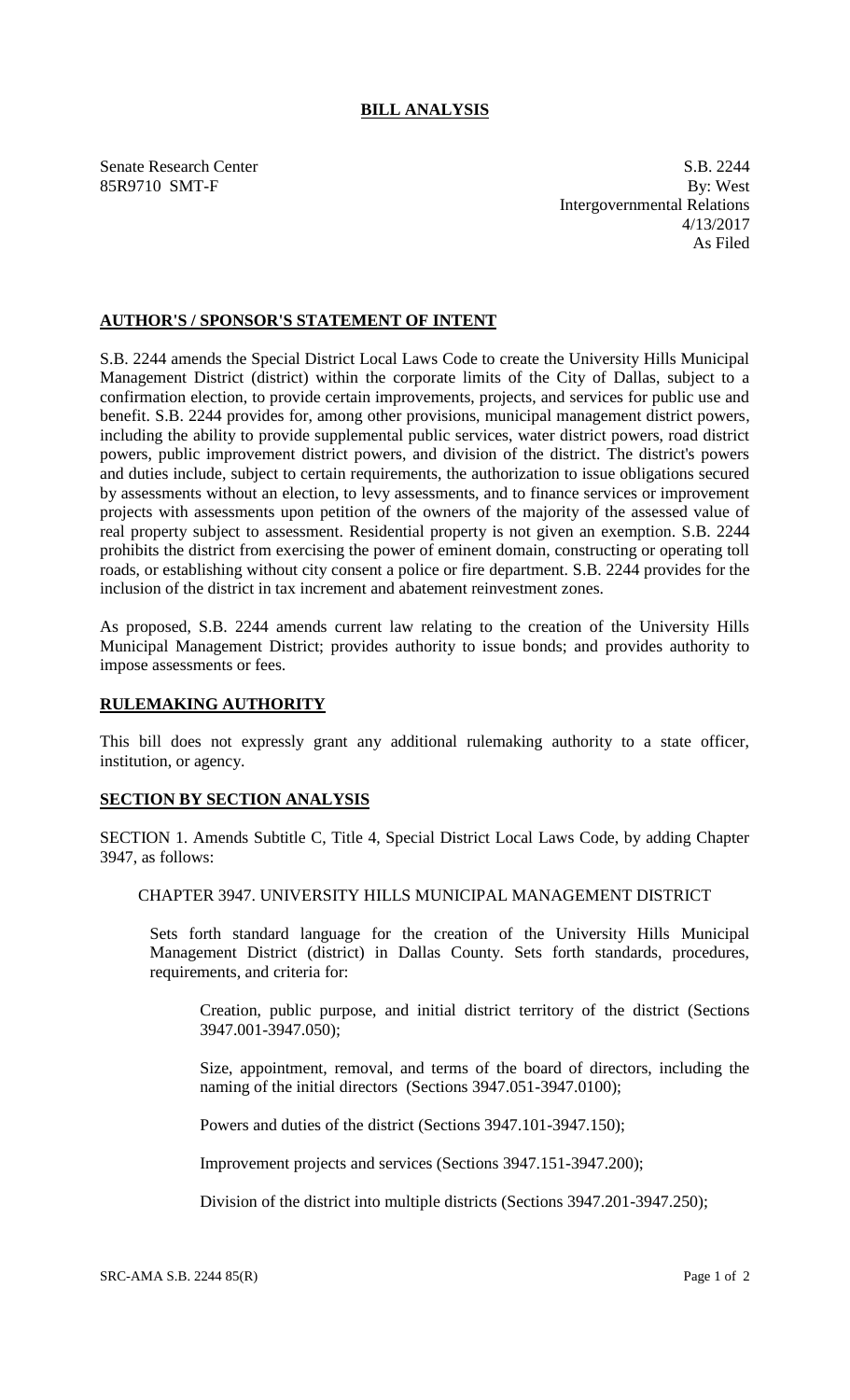# BILL ANALYSIS

Senate Research Center
85R9710 SMT-F

S.B. 2244
By: West
Intergovernmental Relations
4/13/2017
As Filed

## AUTHOR'S / SPONSOR'S STATEMENT OF INTENT

S.B. 2244 amends the Special District Local Laws Code to create the University Hills Municipal Management District (district) within the corporate limits of the City of Dallas, subject to a confirmation election, to provide certain improvements, projects, and services for public use and benefit. S.B. 2244 provides for, among other provisions, municipal management district powers, including the ability to provide supplemental public services, water district powers, road district powers, public improvement district powers, and division of the district. The district's powers and duties include, subject to certain requirements, the authorization to issue obligations secured by assessments without an election, to levy assessments, and to finance services or improvement projects with assessments upon petition of the owners of the majority of the assessed value of real property subject to assessment. Residential property is not given an exemption. S.B. 2244 prohibits the district from exercising the power of eminent domain, constructing or operating toll roads, or establishing without city consent a police or fire department. S.B. 2244 provides for the inclusion of the district in tax increment and abatement reinvestment zones.

As proposed, S.B. 2244 amends current law relating to the creation of the University Hills Municipal Management District; provides authority to issue bonds; and provides authority to impose assessments or fees.

## RULEMAKING AUTHORITY

This bill does not expressly grant any additional rulemaking authority to a state officer, institution, or agency.

## SECTION BY SECTION ANALYSIS

SECTION 1. Amends Subtitle C, Title 4, Special District Local Laws Code, by adding Chapter 3947, as follows:

CHAPTER 3947. UNIVERSITY HILLS MUNICIPAL MANAGEMENT DISTRICT

Sets forth standard language for the creation of the University Hills Municipal Management District (district) in Dallas County. Sets forth standards, procedures, requirements, and criteria for:

Creation, public purpose, and initial district territory of the district (Sections 3947.001-3947.050);

Size, appointment, removal, and terms of the board of directors, including the naming of the initial directors (Sections 3947.051-3947.0100);

Powers and duties of the district (Sections 3947.101-3947.150);

Improvement projects and services (Sections 3947.151-3947.200);

Division of the district into multiple districts (Sections 3947.201-3947.250);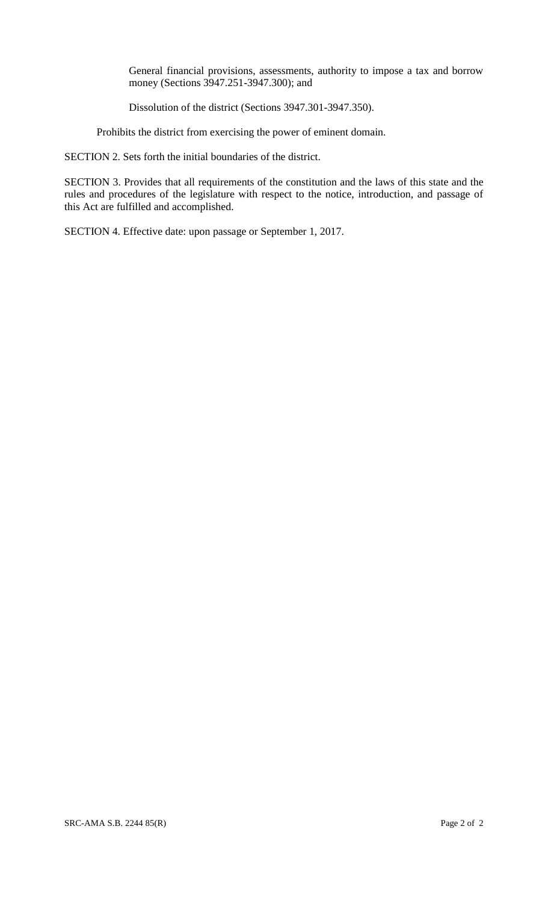General financial provisions, assessments, authority to impose a tax and borrow money (Sections 3947.251-3947.300); and

Dissolution of the district (Sections 3947.301-3947.350).

Prohibits the district from exercising the power of eminent domain.

SECTION 2. Sets forth the initial boundaries of the district.

SECTION 3. Provides that all requirements of the constitution and the laws of this state and the rules and procedures of the legislature with respect to the notice, introduction, and passage of this Act are fulfilled and accomplished.

SECTION 4. Effective date: upon passage or September 1, 2017.